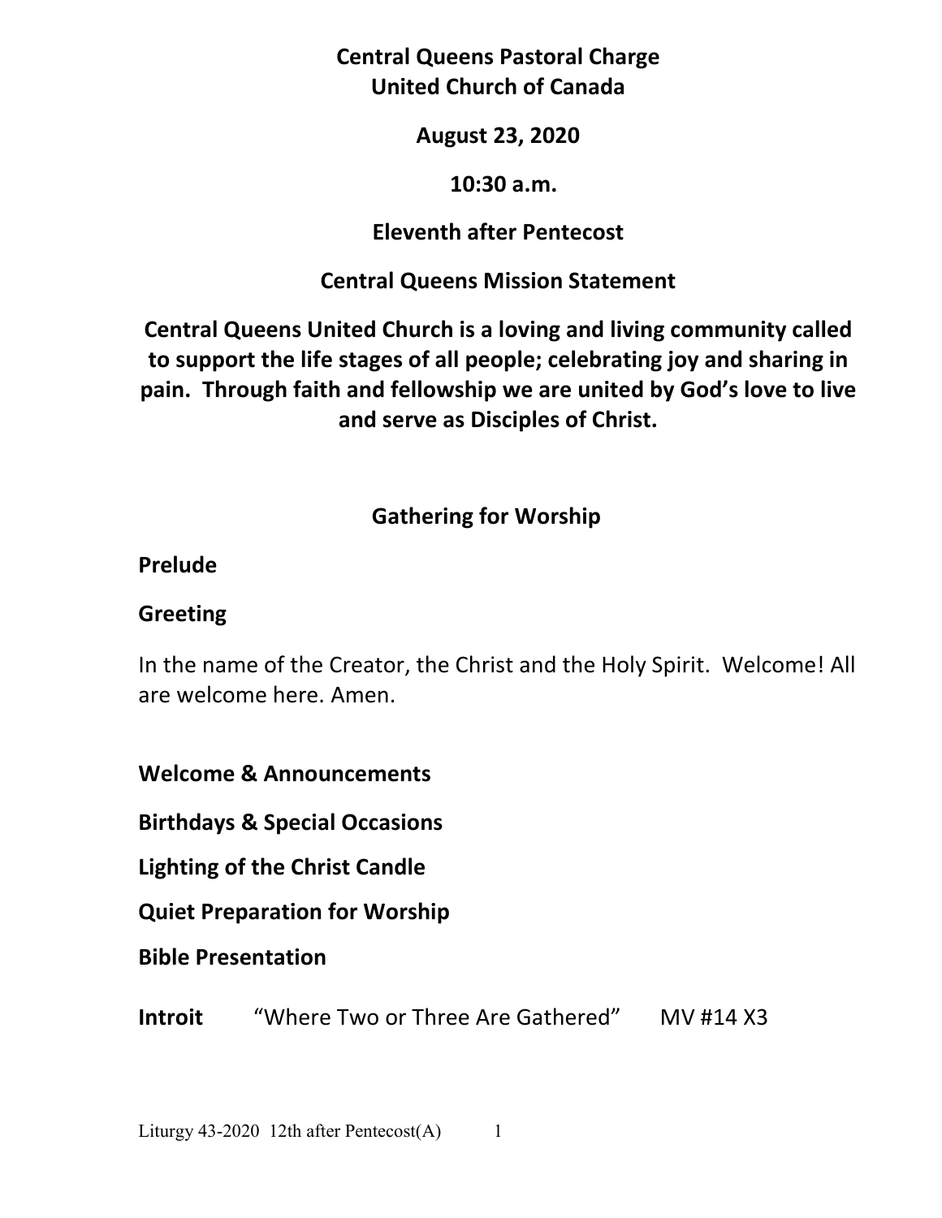# Central Queens Pastoral Charge
# United Church of Canada

**August 23, 2020**

**10:30 a.m.**

**Eleventh after Pentecost**

## Central Queens Mission Statement

**Central Queens United Church is a loving and living community called to support the life stages of all people; celebrating joy and sharing in pain. Through faith and fellowship we are united by God's love to live and serve as Disciples of Christ.**

## Gathering for Worship

**Prelude**

**Greeting**

In the name of the Creator, the Christ and the Holy Spirit. Welcome! All are welcome here. Amen.

**Welcome & Announcements**

**Birthdays & Special Occasions**

**Lighting of the Christ Candle**

**Quiet Preparation for Worship**

**Bible Presentation**

**Introit** "Where Two or Three Are Gathered" MV #14 X3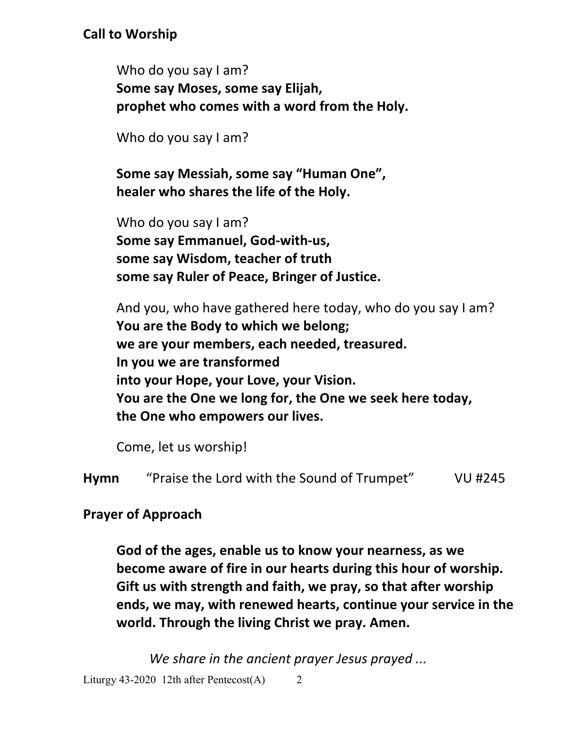**Call to Worship**

Who do you say I am?
**Some say Moses, some say Elijah,**
**prophet who comes with a word from the Holy.**

Who do you say I am?

**Some say Messiah, some say "Human One",**
**healer who shares the life of the Holy.**

Who do you say I am?
**Some say Emmanuel, God-with-us,**
**some say Wisdom, teacher of truth**
**some say Ruler of Peace, Bringer of Justice.**

And you, who have gathered here today, who do you say I am?
**You are the Body to which we belong;**
**we are your members, each needed, treasured.**
**In you we are transformed**
**into your Hope, your Love, your Vision.**
**You are the One we long for, the One we seek here today,**
**the One who empowers our lives.**

Come, let us worship!

**Hymn** "Praise the Lord with the Sound of Trumpet" VU #245

**Prayer of Approach**

**God of the ages, enable us to know your nearness, as we become aware of fire in our hearts during this hour of worship. Gift us with strength and faith, we pray, so that after worship ends, we may, with renewed hearts, continue your service in the world. Through the living Christ we pray. Amen.**

*We share in the ancient prayer Jesus prayed ...*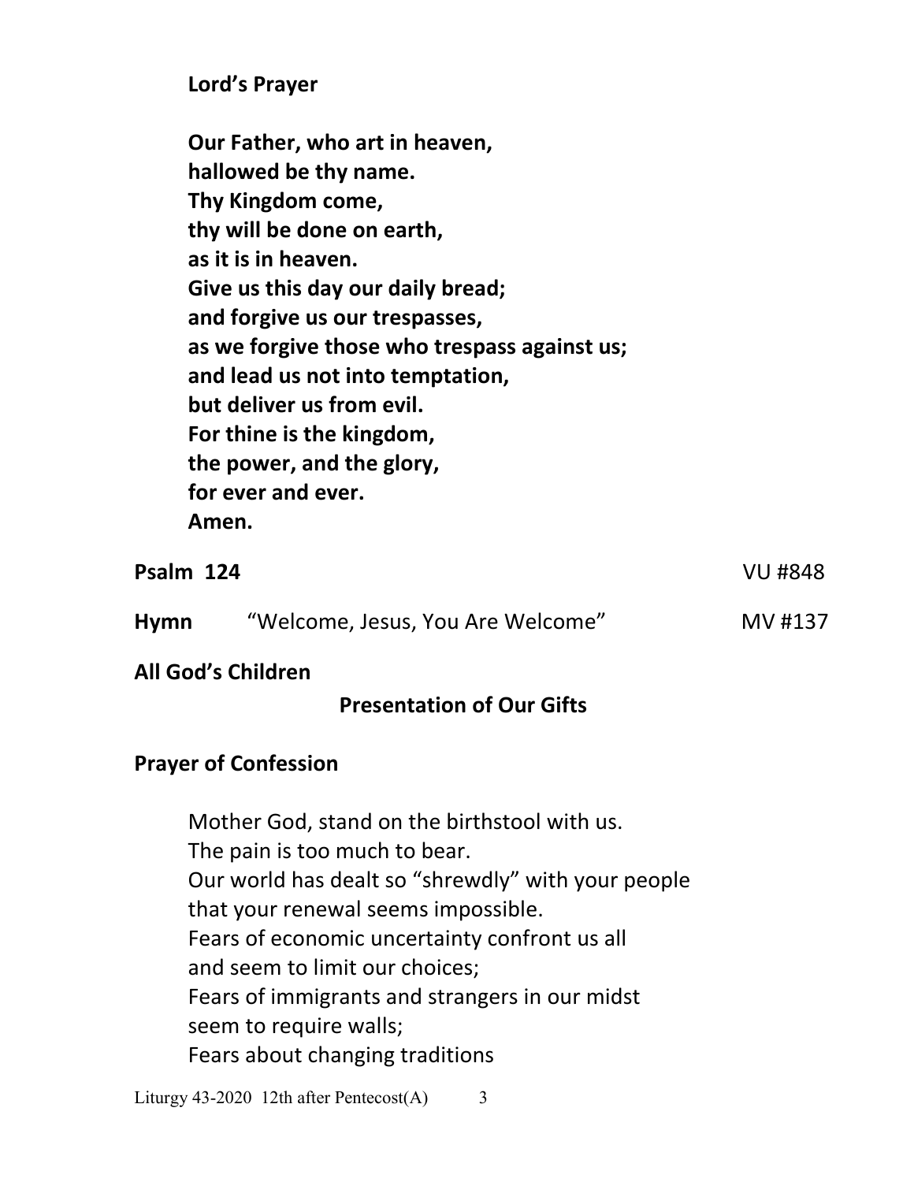**Lord's Prayer**

**Our Father, who art in heaven,**
**hallowed be thy name.**
**Thy Kingdom come,**
**thy will be done on earth,**
**as it is in heaven.**
**Give us this day our daily bread;**
**and forgive us our trespasses,**
**as we forgive those who trespass against us;**
**and lead us not into temptation,**
**but deliver us from evil.**
**For thine is the kingdom,**
**the power, and the glory,**
**for ever and ever.**
**Amen.**

**Psalm 124** VU #848

**Hymn** "Welcome, Jesus, You Are Welcome" MV #137

**All God's Children**

**Presentation of Our Gifts**

**Prayer of Confession**

Mother God, stand on the birthstool with us.
The pain is too much to bear.
Our world has dealt so "shrewdly" with your people
that your renewal seems impossible.
Fears of economic uncertainty confront us all
and seem to limit our choices;
Fears of immigrants and strangers in our midst
seem to require walls;
Fears about changing traditions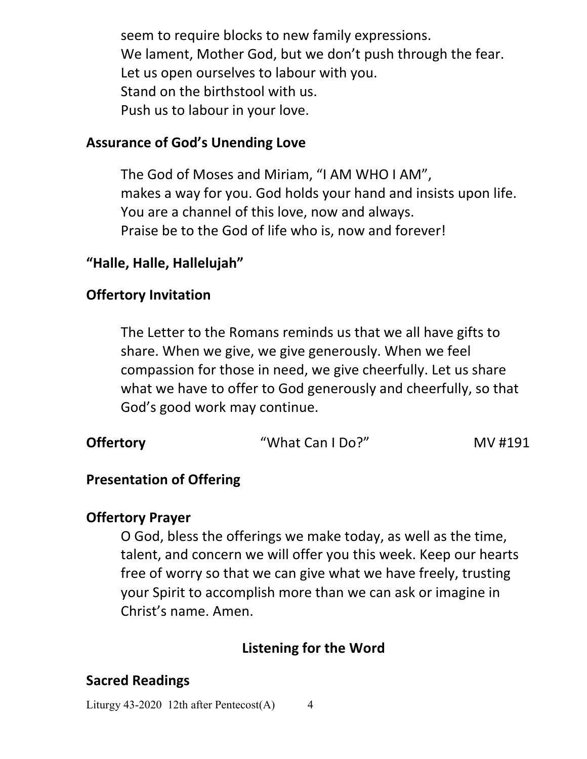seem to require blocks to new family expressions.
We lament, Mother God, but we don't push through the fear.
Let us open ourselves to labour with you.
Stand on the birthstool with us.
Push us to labour in your love.

**Assurance of God's Unending Love**

The God of Moses and Miriam, "I AM WHO I AM",
makes a way for you. God holds your hand and insists upon life.
You are a channel of this love, now and always.
Praise be to the God of life who is, now and forever!

**"Halle, Halle, Hallelujah"**

**Offertory Invitation**

The Letter to the Romans reminds us that we all have gifts to share. When we give, we give generously. When we feel compassion for those in need, we give cheerfully. Let us share what we have to offer to God generously and cheerfully, so that God's good work may continue.

**Offertory** "What Can I Do?" MV #191

**Presentation of Offering**

**Offertory Prayer**

O God, bless the offerings we make today, as well as the time, talent, and concern we will offer you this week. Keep our hearts free of worry so that we can give what we have freely, trusting your Spirit to accomplish more than we can ask or imagine in Christ's name. Amen.

## Listening for the Word

## Sacred Readings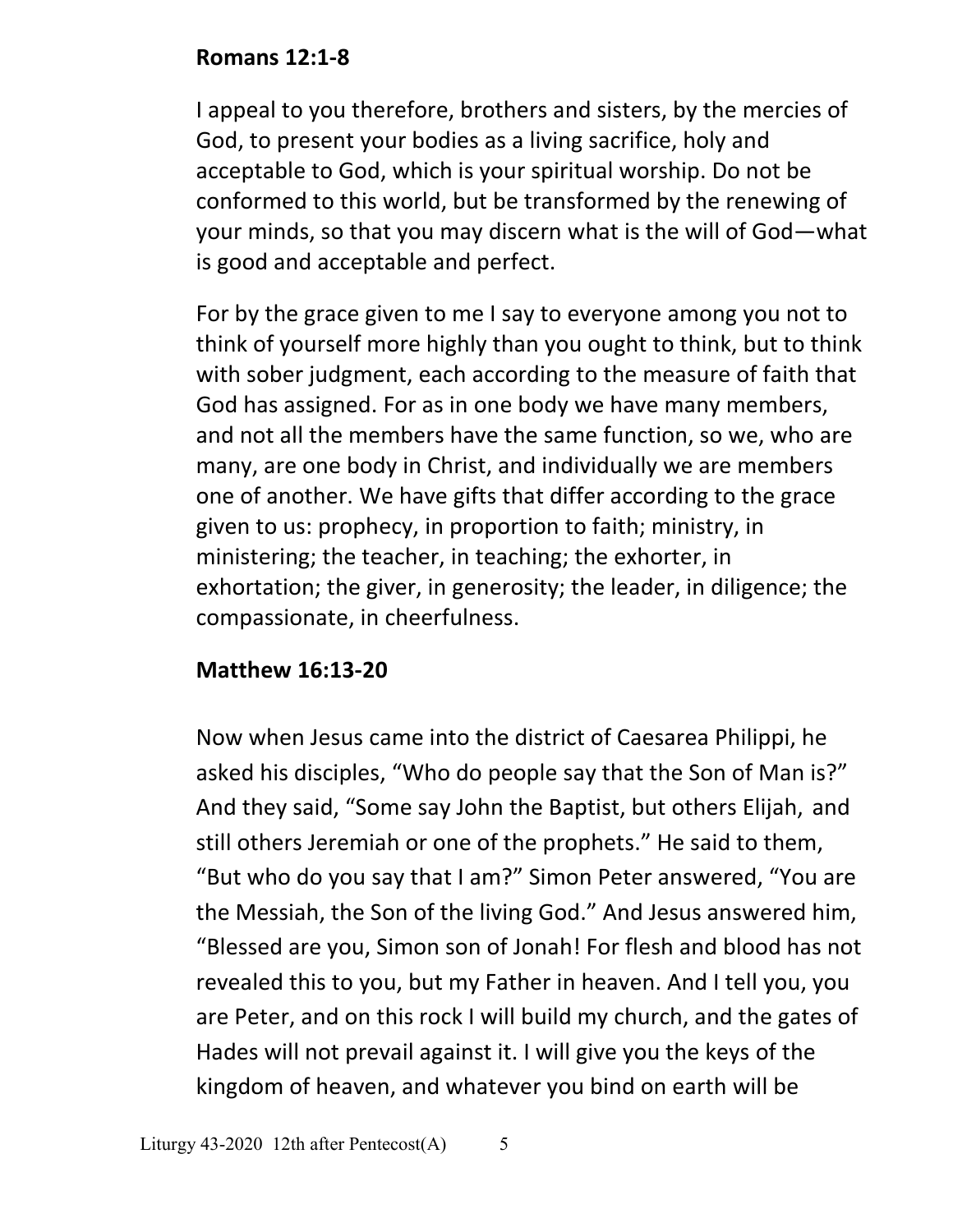**Romans 12:1-8**

I appeal to you therefore, brothers and sisters, by the mercies of God, to present your bodies as a living sacrifice, holy and acceptable to God, which is your spiritual worship. Do not be conformed to this world, but be transformed by the renewing of your minds, so that you may discern what is the will of God—what is good and acceptable and perfect.

For by the grace given to me I say to everyone among you not to think of yourself more highly than you ought to think, but to think with sober judgment, each according to the measure of faith that God has assigned. For as in one body we have many members, and not all the members have the same function, so we, who are many, are one body in Christ, and individually we are members one of another. We have gifts that differ according to the grace given to us: prophecy, in proportion to faith; ministry, in ministering; the teacher, in teaching; the exhorter, in exhortation; the giver, in generosity; the leader, in diligence; the compassionate, in cheerfulness.

**Matthew 16:13-20**

Now when Jesus came into the district of Caesarea Philippi, he asked his disciples, "Who do people say that the Son of Man is?" And they said, "Some say John the Baptist, but others Elijah, and still others Jeremiah or one of the prophets." He said to them, "But who do you say that I am?" Simon Peter answered, "You are the Messiah, the Son of the living God." And Jesus answered him, "Blessed are you, Simon son of Jonah! For flesh and blood has not revealed this to you, but my Father in heaven. And I tell you, you are Peter, and on this rock I will build my church, and the gates of Hades will not prevail against it. I will give you the keys of the kingdom of heaven, and whatever you bind on earth will be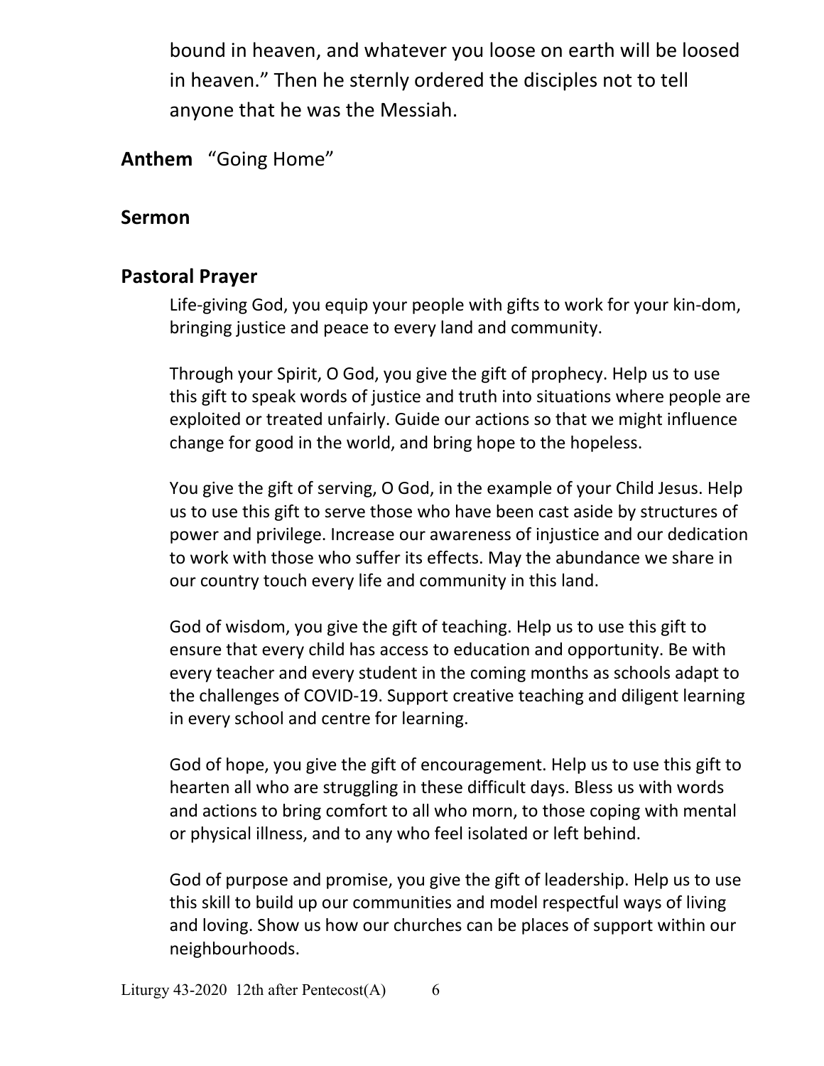bound in heaven, and whatever you loose on earth will be loosed in heaven." Then he sternly ordered the disciples not to tell anyone that he was the Messiah.

**Anthem** "Going Home"

## Sermon

## Pastoral Prayer

Life-giving God, you equip your people with gifts to work for your kin-dom, bringing justice and peace to every land and community.

Through your Spirit, O God, you give the gift of prophecy. Help us to use this gift to speak words of justice and truth into situations where people are exploited or treated unfairly. Guide our actions so that we might influence change for good in the world, and bring hope to the hopeless.

You give the gift of serving, O God, in the example of your Child Jesus. Help us to use this gift to serve those who have been cast aside by structures of power and privilege. Increase our awareness of injustice and our dedication to work with those who suffer its effects. May the abundance we share in our country touch every life and community in this land.

God of wisdom, you give the gift of teaching. Help us to use this gift to ensure that every child has access to education and opportunity. Be with every teacher and every student in the coming months as schools adapt to the challenges of COVID-19. Support creative teaching and diligent learning in every school and centre for learning.

God of hope, you give the gift of encouragement. Help us to use this gift to hearten all who are struggling in these difficult days. Bless us with words and actions to bring comfort to all who morn, to those coping with mental or physical illness, and to any who feel isolated or left behind.

God of purpose and promise, you give the gift of leadership. Help us to use this skill to build up our communities and model respectful ways of living and loving. Show us how our churches can be places of support within our neighbourhoods.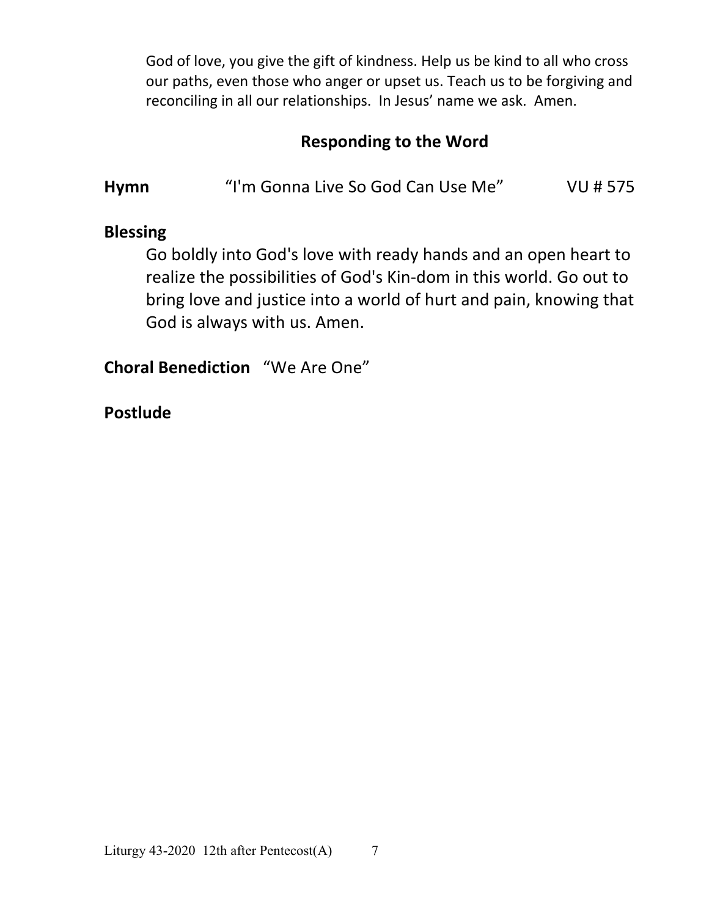God of love, you give the gift of kindness. Help us be kind to all who cross our paths, even those who anger or upset us. Teach us to be forgiving and reconciling in all our relationships. In Jesus' name we ask. Amen.

## Responding to the Word

**Hymn** "I'm Gonna Live So God Can Use Me" VU # 575

**Blessing**

Go boldly into God's love with ready hands and an open heart to realize the possibilities of God's Kin-dom in this world. Go out to bring love and justice into a world of hurt and pain, knowing that God is always with us. Amen.

**Choral Benediction** "We Are One"

**Postlude**